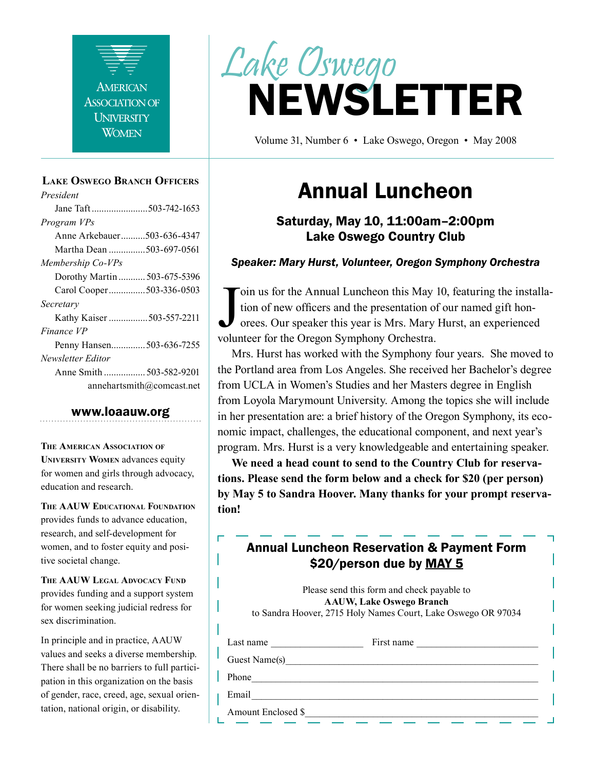American Association of University Women

# Lake Oswego NEWSLETTER

Volume 31, Number 6 • Lake Oswego, Oregon • May 2008

## Lake Oswego Branch Officers

*President*
Jane Taft ....................... 503-742-1653

*Program VPs*
Anne Arkebauer .......... 503-636-4347
Martha Dean ............... 503-697-0561

*Membership Co-VPs*
Dorothy Martin ........... 503-675-5396
Carol Cooper ............... 503-336-0503

*Secretary*
Kathy Kaiser ................ 503-557-2211

*Finance VP*
Penny Hansen ............. 503-636-7255

*Newsletter Editor*
Anne Smith ................. 503-582-9201
annehartsmith@comcast.net

**www.loaauw.org**

**The American Association of University Women** advances equity for women and girls through advocacy, education and research.

**The AAUW Educational Foundation** provides funds to advance education, research, and self-development for women, and to foster equity and positive societal change.

**The AAUW Legal Advocacy Fund** provides funding and a support system for women seeking judicial redress for sex discrimination.

In principle and in practice, AAUW values and seeks a diverse membership. There shall be no barriers to full participation in this organization on the basis of gender, race, creed, age, sexual orientation, national origin, or disability.

# Annual Luncheon

### Saturday, May 10, 11:00am–2:00pm
### Lake Oswego Country Club

***Speaker: Mary Hurst, Volunteer, Oregon Symphony Orchestra***

Join us for the Annual Luncheon this May 10, featuring the installation of new officers and the presentation of our named gift honorees. Our speaker this year is Mrs. Mary Hurst, an experienced volunteer for the Oregon Symphony Orchestra.

Mrs. Hurst has worked with the Symphony four years. She moved to the Portland area from Los Angeles. She received her Bachelor's degree from UCLA in Women's Studies and her Masters degree in English from Loyola Marymount University. Among the topics she will include in her presentation are: a brief history of the Oregon Symphony, its economic impact, challenges, the educational component, and next year's program. Mrs. Hurst is a very knowledgeable and entertaining speaker.

**We need a head count to send to the Country Club for reservations. Please send the form below and a check for $20 (per person) by May 5 to Sandra Hoover. Many thanks for your prompt reservation!**

### Annual Luncheon Reservation & Payment Form
### $20/person due by MAY 5

Please send this form and check payable to
**AAUW, Lake Oswego Branch**
to Sandra Hoover, 2715 Holy Names Court, Lake Oswego OR 97034

Last name ____________________ First name ______________________

Guest Name(s)______________________________________________

Phone_____________________________________________________

Email_____________________________________________________

Amount Enclosed $__________________________________________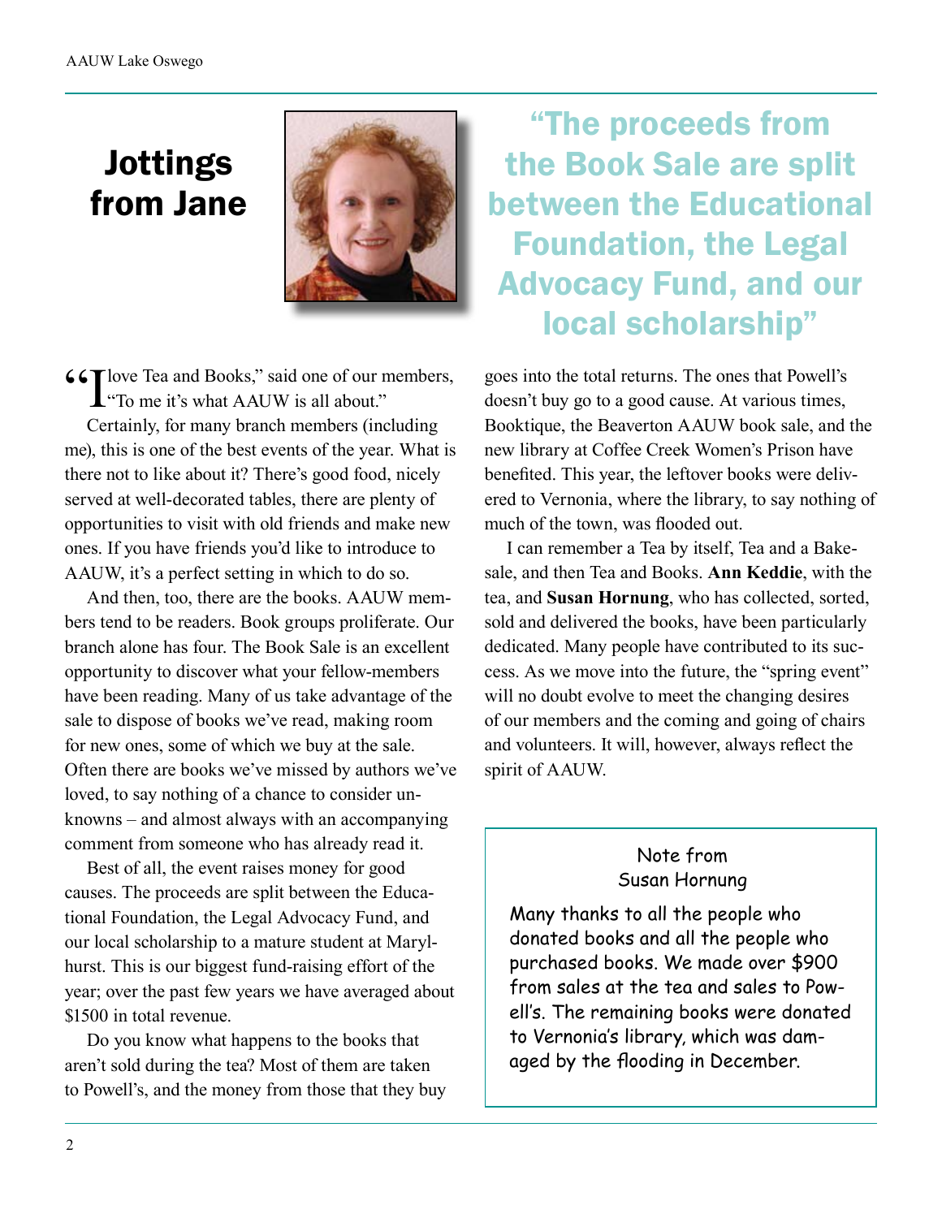# Jottings from Jane

> "The proceeds from the Book Sale are split between the Educational Foundation, the Legal Advocacy Fund, and our local scholarship"

"I love Tea and Books," said one of our members, "To me it's what AAUW is all about."

Certainly, for many branch members (including me), this is one of the best events of the year. What is there not to like about it? There's good food, nicely served at well-decorated tables, there are plenty of opportunities to visit with old friends and make new ones. If you have friends you'd like to introduce to AAUW, it's a perfect setting in which to do so.

And then, too, there are the books. AAUW members tend to be readers. Book groups proliferate. Our branch alone has four. The Book Sale is an excellent opportunity to discover what your fellow-members have been reading. Many of us take advantage of the sale to dispose of books we've read, making room for new ones, some of which we buy at the sale. Often there are books we've missed by authors we've loved, to say nothing of a chance to consider unknowns – and almost always with an accompanying comment from someone who has already read it.

Best of all, the event raises money for good causes. The proceeds are split between the Educational Foundation, the Legal Advocacy Fund, and our local scholarship to a mature student at Marylhurst. This is our biggest fund-raising effort of the year; over the past few years we have averaged about $1500 in total revenue.

Do you know what happens to the books that aren't sold during the tea? Most of them are taken to Powell's, and the money from those that they buy goes into the total returns. The ones that Powell's doesn't buy go to a good cause. At various times, Booktique, the Beaverton AAUW book sale, and the new library at Coffee Creek Women's Prison have benefited. This year, the leftover books were delivered to Vernonia, where the library, to say nothing of much of the town, was flooded out.

I can remember a Tea by itself, Tea and a Bakesale, and then Tea and Books. **Ann Keddie**, with the tea, and **Susan Hornung**, who has collected, sorted, sold and delivered the books, have been particularly dedicated. Many people have contributed to its success. As we move into the future, the "spring event" will no doubt evolve to meet the changing desires of our members and the coming and going of chairs and volunteers. It will, however, always reflect the spirit of AAUW.

---

**Note from Susan Hornung**

Many thanks to all the people who donated books and all the people who purchased books. We made over $900 from sales at the tea and sales to Powell's. The remaining books were donated to Vernonia's library, which was damaged by the flooding in December.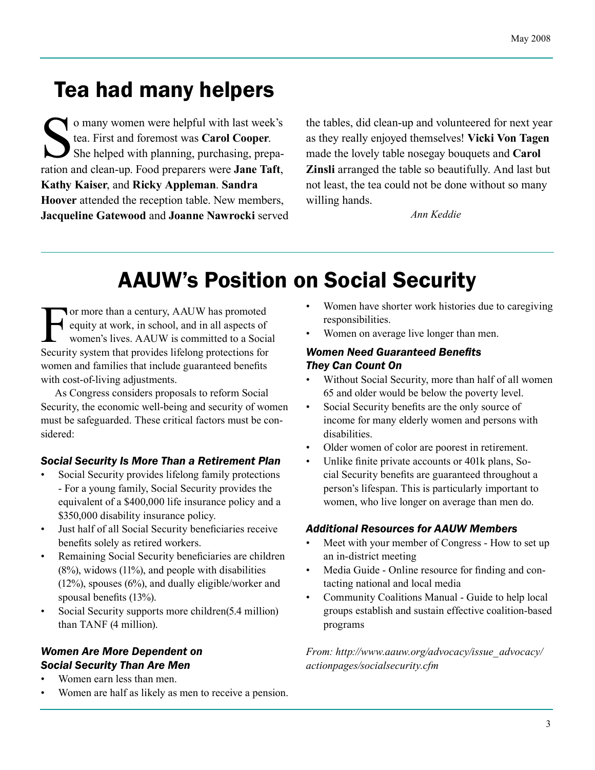# Tea had many helpers

So many women were helpful with last week's tea. First and foremost was **Carol Cooper**. She helped with planning, purchasing, preparation and clean-up. Food preparers were **Jane Taft**, **Kathy Kaiser**, and **Ricky Appleman**. **Sandra Hoover** attended the reception table. New members, **Jacqueline Gatewood** and **Joanne Nawrocki** served the tables, did clean-up and volunteered for next year as they really enjoyed themselves! **Vicki Von Tagen** made the lovely table nosegay bouquets and **Carol Zinsli** arranged the table so beautifully. And last but not least, the tea could not be done without so many willing hands.

*Ann Keddie*

# AAUW's Position on Social Security

For more than a century, AAUW has promoted equity at work, in school, and in all aspects of women's lives. AAUW is committed to a Social Security system that provides lifelong protections for women and families that include guaranteed benefits with cost-of-living adjustments.

As Congress considers proposals to reform Social Security, the economic well-being and security of women must be safeguarded. These critical factors must be considered:

### *Social Security Is More Than a Retirement Plan*

- Social Security provides lifelong family protections - For a young family, Social Security provides the equivalent of a $400,000 life insurance policy and a $350,000 disability insurance policy.
- Just half of all Social Security beneficiaries receive benefits solely as retired workers.
- Remaining Social Security beneficiaries are children (8%), widows (11%), and people with disabilities (12%), spouses (6%), and dually eligible/worker and spousal benefits (13%).
- Social Security supports more children(5.4 million) than TANF (4 million).

### *Women Are More Dependent on Social Security Than Are Men*

- Women earn less than men.
- Women are half as likely as men to receive a pension.
- Women have shorter work histories due to caregiving responsibilities.
- Women on average live longer than men.

### *Women Need Guaranteed Benefits They Can Count On*

- Without Social Security, more than half of all women 65 and older would be below the poverty level.
- Social Security benefits are the only source of income for many elderly women and persons with disabilities.
- Older women of color are poorest in retirement.
- Unlike finite private accounts or 401k plans, Social Security benefits are guaranteed throughout a person's lifespan. This is particularly important to women, who live longer on average than men do.

### *Additional Resources for AAUW Members*

- Meet with your member of Congress - How to set up an in-district meeting
- Media Guide - Online resource for finding and contacting national and local media
- Community Coalitions Manual - Guide to help local groups establish and sustain effective coalition-based programs

*From: http://www.aauw.org/advocacy/issue_advocacy/actionpages/socialsecurity.cfm*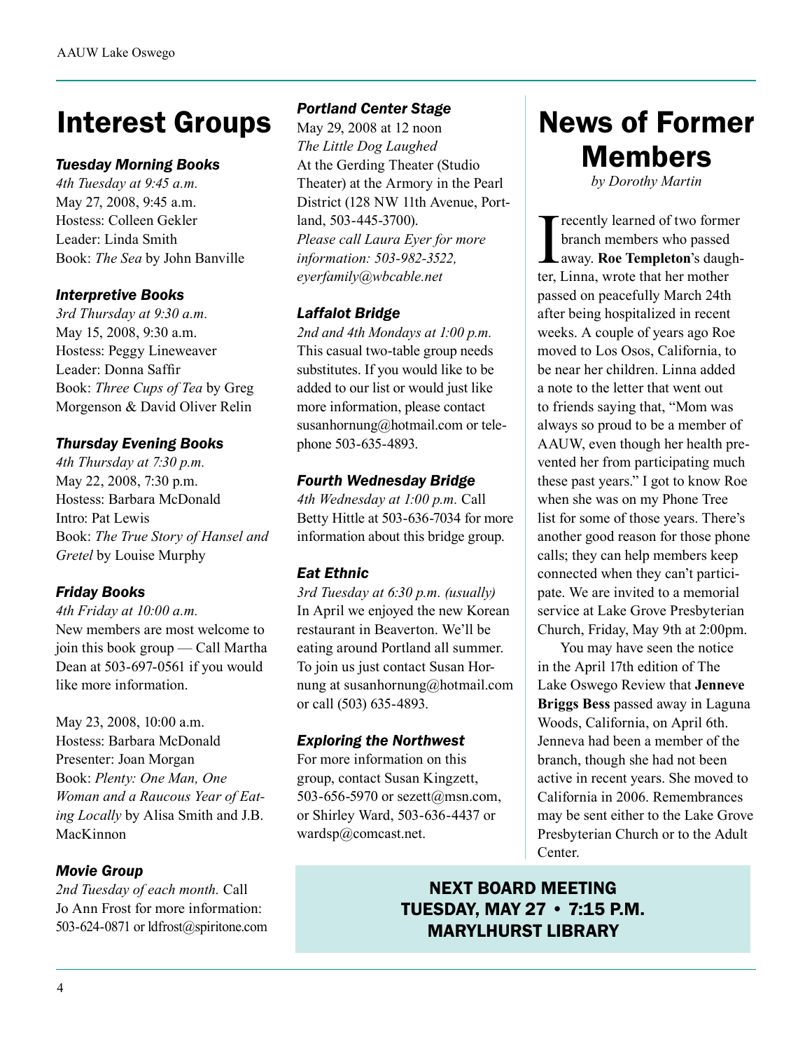# Interest Groups

### *Tuesday Morning Books*

*4th Tuesday at 9:45 a.m.*
May 27, 2008, 9:45 a.m.
Hostess: Colleen Gekler
Leader: Linda Smith
Book: *The Sea* by John Banville

### *Interpretive Books*

*3rd Thursday at 9:30 a.m.*
May 15, 2008, 9:30 a.m.
Hostess: Peggy Lineweaver
Leader: Donna Saffir
Book: *Three Cups of Tea* by Greg Morgenson & David Oliver Relin

### *Thursday Evening Books*

*4th Thursday at 7:30 p.m.*
May 22, 2008, 7:30 p.m.
Hostess: Barbara McDonald
Intro: Pat Lewis
Book: *The True Story of Hansel and Gretel* by Louise Murphy

### *Friday Books*

*4th Friday at 10:00 a.m.*
New members are most welcome to join this book group — Call Martha Dean at 503-697-0561 if you would like more information.

May 23, 2008, 10:00 a.m.
Hostess: Barbara McDonald
Presenter: Joan Morgan
Book: *Plenty: One Man, One Woman and a Raucous Year of Eating Locally* by Alisa Smith and J.B. MacKinnon

### *Movie Group*

*2nd Tuesday of each month.* Call Jo Ann Frost for more information: 503-624-0871 or ldfrost@spiritone.com

### *Portland Center Stage*

May 29, 2008 at 12 noon
*The Little Dog Laughed*
At the Gerding Theater (Studio Theater) at the Armory in the Pearl District (128 NW 11th Avenue, Portland, 503-445-3700).
*Please call Laura Eyer for more information: 503-982-3522, eyerfamily@wbcable.net*

### *Laffalot Bridge*

*2nd and 4th Mondays at 1:00 p.m.* This casual two-table group needs substitutes. If you would like to be added to our list or would just like more information, please contact susanhornung@hotmail.com or telephone 503-635-4893.

### *Fourth Wednesday Bridge*

*4th Wednesday at 1:00 p.m.* Call Betty Hittle at 503-636-7034 for more information about this bridge group.

### *Eat Ethnic*

*3rd Tuesday at 6:30 p.m. (usually)* In April we enjoyed the new Korean restaurant in Beaverton. We'll be eating around Portland all summer. To join us just contact Susan Hornung at susanhornung@hotmail.com or call (503) 635-4893.

### *Exploring the Northwest*

For more information on this group, contact Susan Kingzett, 503-656-5970 or sezett@msn.com, or Shirley Ward, 503-636-4437 or wardsp@comcast.net.

# News of Former Members

*by Dorothy Martin*

I recently learned of two former branch members who passed away. **Roe Templeton**'s daughter, Linna, wrote that her mother passed on peacefully March 24th after being hospitalized in recent weeks. A couple of years ago Roe moved to Los Osos, California, to be near her children. Linna added a note to the letter that went out to friends saying that, "Mom was always so proud to be a member of AAUW, even though her health prevented her from participating much these past years." I got to know Roe when she was on my Phone Tree list for some of those years. There's another good reason for those phone calls; they can help members keep connected when they can't participate. We are invited to a memorial service at Lake Grove Presbyterian Church, Friday, May 9th at 2:00pm.

You may have seen the notice in the April 17th edition of The Lake Oswego Review that **Jenneve Briggs Bess** passed away in Laguna Woods, California, on April 6th. Jenneva had been a member of the branch, though she had not been active in recent years. She moved to California in 2006. Remembrances may be sent either to the Lake Grove Presbyterian Church or to the Adult Center.

**NEXT BOARD MEETING**
**TUESDAY, MAY 27 • 7:15 P.M.**
**MARYLHURST LIBRARY**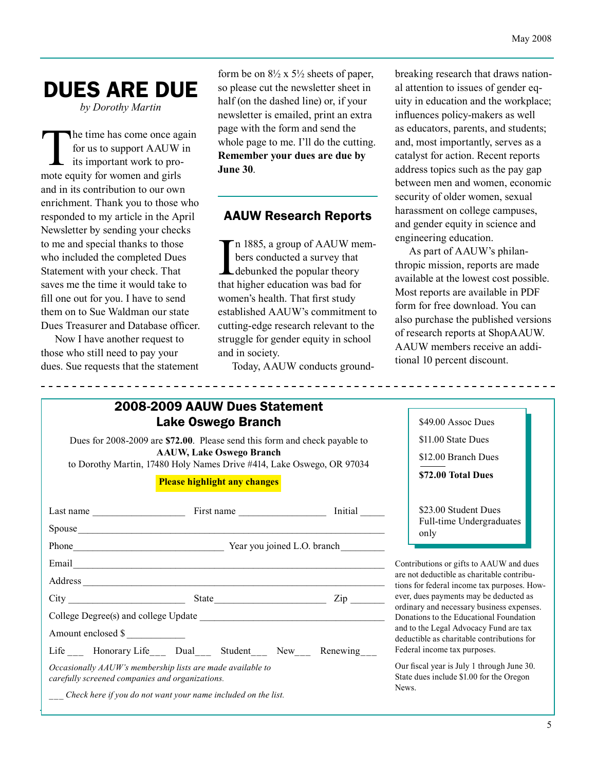# DUES ARE DUE

*by Dorothy Martin*

The time has come once again for us to support AAUW in its important work to promote equity for women and girls and in its contribution to our own enrichment. Thank you to those who responded to my article in the April Newsletter by sending your checks to me and special thanks to those who included the completed Dues Statement with your check. That saves me the time it would take to fill one out for you. I have to send them on to Sue Waldman our state Dues Treasurer and Database officer.

Now I have another request to those who still need to pay your dues. Sue requests that the statement form be on 8½ x 5½ sheets of paper, so please cut the newsletter sheet in half (on the dashed line) or, if your newsletter is emailed, print an extra page with the form and send the whole page to me. I'll do the cutting. **Remember your dues are due by June 30**.

## AAUW Research Reports

In 1885, a group of AAUW members conducted a survey that debunked the popular theory that higher education was bad for women's health. That first study established AAUW's commitment to cutting-edge research relevant to the struggle for gender equity in school and in society.

Today, AAUW conducts groundbreaking research that draws national attention to issues of gender equity in education and the workplace; influences policy-makers as well as educators, parents, and students; and, most importantly, serves as a catalyst for action. Recent reports address topics such as the pay gap between men and women, economic security of older women, sexual harassment on college campuses, and gender equity in science and engineering education.

As part of AAUW's philanthropic mission, reports are made available at the lowest cost possible. Most reports are available in PDF form for free download. You can also purchase the published versions of research reports at ShopAAUW. AAUW members receive an additional 10 percent discount.

---

## 2008-2009 AAUW Dues Statement
## Lake Oswego Branch

Dues for 2008-2009 are **$72.00**. Please send this form and check payable to **AAUW, Lake Oswego Branch** to Dorothy Martin, 17480 Holy Names Drive #414, Lake Oswego, OR 97034

**Please highlight any changes**

Last name __________________ First name _________________ Initial _____

Spouse ______________________________________________________________

Phone ______________________________ Year you joined L.O. branch ________

Email _______________________________________________________________

Address _____________________________________________________________

City ________________________ State ______________________ Zip _______

College Degree(s) and college Update ____________________________________

Amount enclosed $ ____________

Life ___ Honorary Life___ Dual___ Student___ New___ Renewing___

*Occasionally AAUW's membership lists are made available to carefully screened companies and organizations.*

*___ Check here if you do not want your name included on the list.*

$49.00 Assoc Dues
$11.00 State Dues
$12.00 Branch Dues
**$72.00 Total Dues**

$23.00 Student Dues
Full-time Undergraduates only

Contributions or gifts to AAUW and dues are not deductible as charitable contributions for federal income tax purposes. However, dues payments may be deducted as ordinary and necessary business expenses. Donations to the Educational Foundation and to the Legal Advocacy Fund are tax deductible as charitable contributions for Federal income tax purposes.

Our fiscal year is July 1 through June 30. State dues include $1.00 for the Oregon News.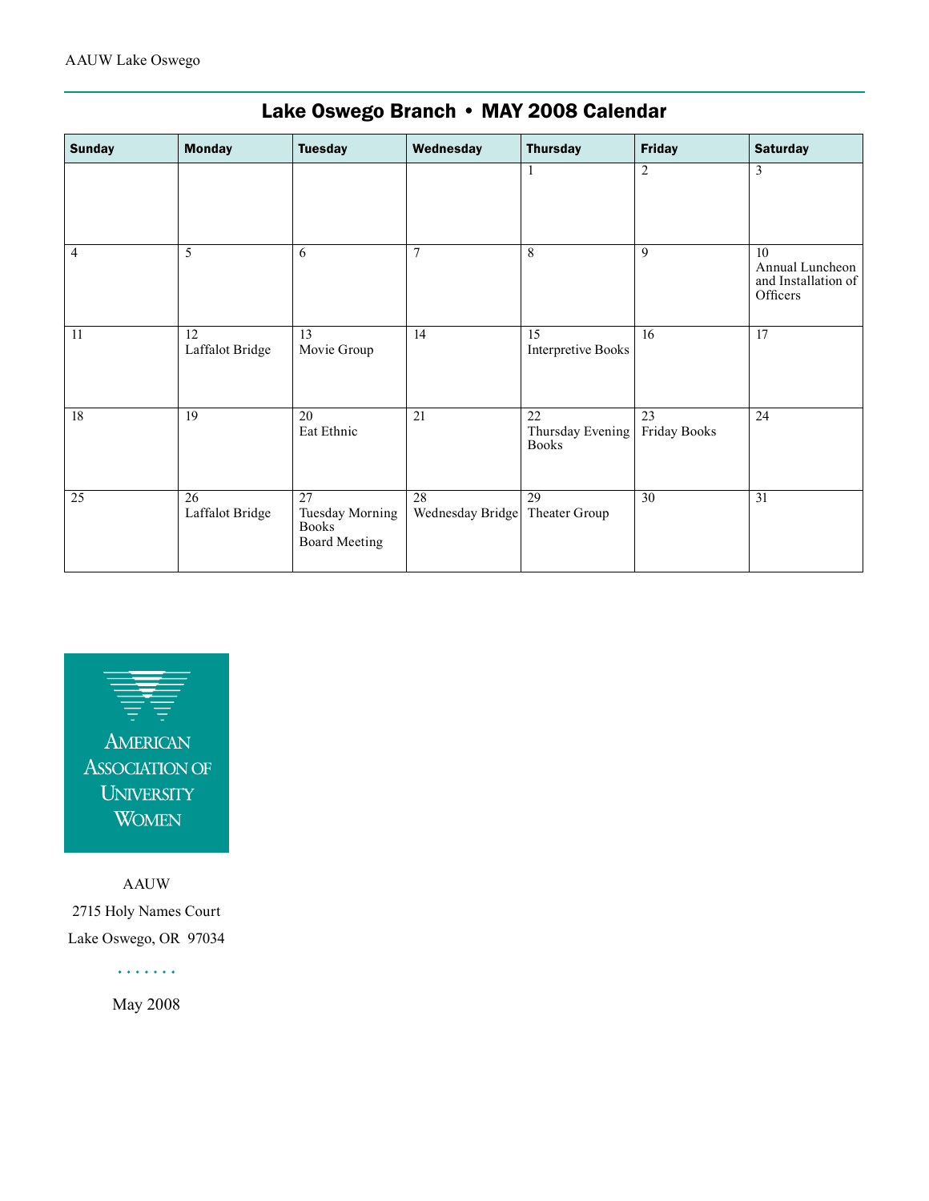# Lake Oswego Branch • MAY 2008 Calendar

| Sunday | Monday | Tuesday | Wednesday | Thursday | Friday | Saturday |
|---|---|---|---|---|---|---|
| | | | | 1 | 2 | 3 |
| 4 | 5 | 6 | 7 | 8 | 9 | 10 Annual Luncheon and Installation of Officers |
| 11 | 12 Laffalot Bridge | 13 Movie Group | 14 | 15 Interpretive Books | 16 | 17 |
| 18 | 19 | 20 Eat Ethnic | 21 | 22 Thursday Evening Books | 23 Friday Books | 24 |
| 25 | 26 Laffalot Bridge | 27 Tuesday Morning Books Board Meeting | 28 Wednesday Bridge | 29 Theater Group | 30 | 31 |

AMERICAN ASSOCIATION OF UNIVERSITY WOMEN

AAUW

2715 Holy Names Court

Lake Oswego, OR 97034

May 2008